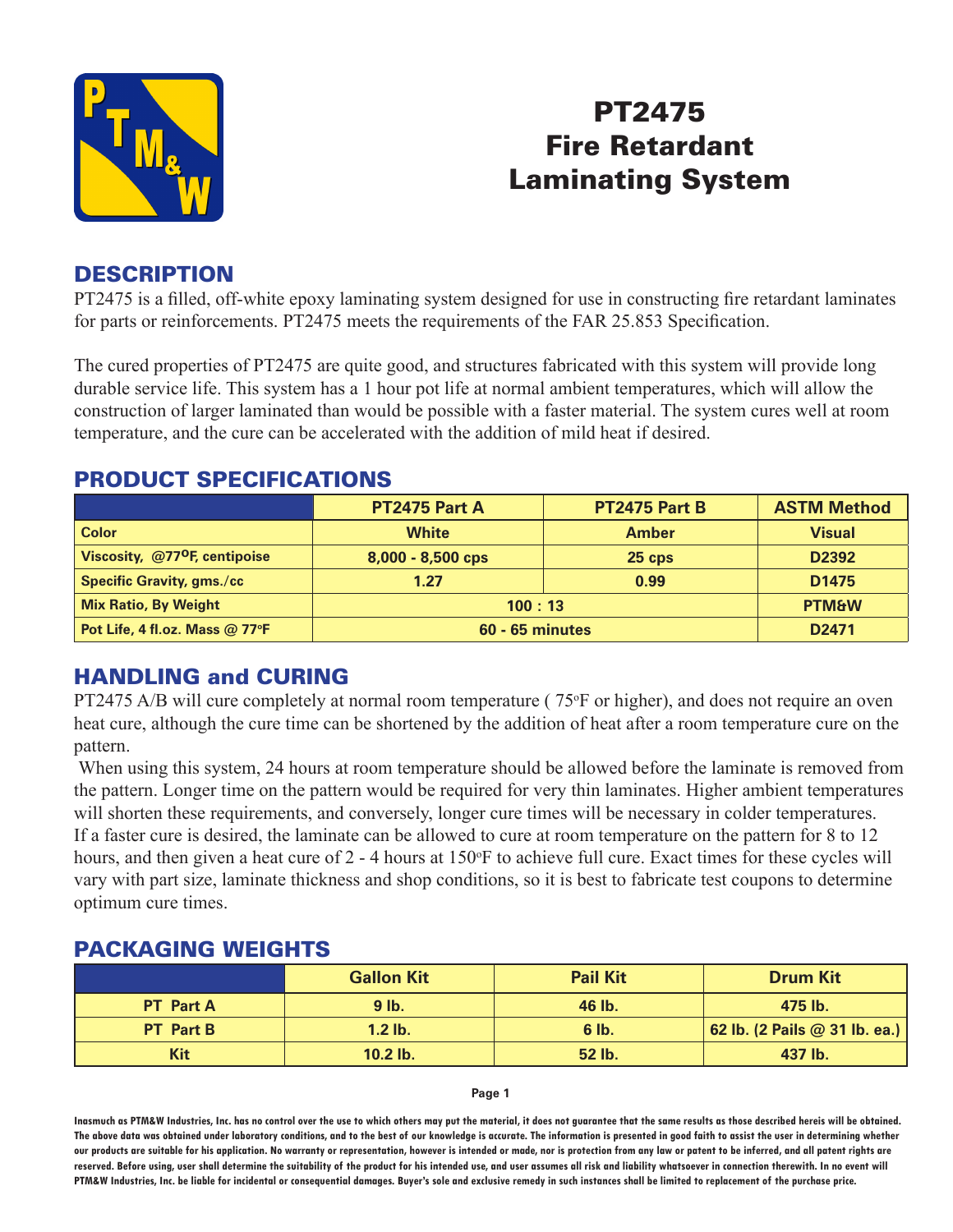# PT2475 Fire Retardant Laminating System

## DESCRIPTION

PT2475 is a filled, off-white epoxy laminating system designed for use in constructing fire retardant laminates for parts or reinforcements. PT2475 meets the requirements of the FAR 25.853 Specification.

The cured properties of PT2475 are quite good, and structures fabricated with this system will provide long durable service life. This system has a 1 hour pot life at normal ambient temperatures, which will allow the construction of larger laminated than would be possible with a faster material. The system cures well at room temperature, and the cure can be accelerated with the addition of mild heat if desired.

## PRODUCT SPECIFICATIONS

| | PT2475 Part A | PT2475 Part B | ASTM Method |
|---|---|---|---|
| Color | White | Amber | Visual |
| Viscosity, @77$^{o}$F, centipoise | 8,000 - 8,500 cps | 25 cps | D2392 |
| Specific Gravity, gms./cc | 1.27 | 0.99 | D1475 |
| Mix Ratio, By Weight | 100 : 13 | | PTM&W |
| Pot Life, 4 fl.oz. Mass @ 77$^{o}$F | 60 - 65 minutes | | D2471 |

## HANDLING and CURING

PT2475 A/B will cure completely at normal room temperature ( 75$^{o}$F or higher), and does not require an oven heat cure, although the cure time can be shortened by the addition of heat after a room temperature cure on the pattern.

When using this system, 24 hours at room temperature should be allowed before the laminate is removed from the pattern. Longer time on the pattern would be required for very thin laminates. Higher ambient temperatures will shorten these requirements, and conversely, longer cure times will be necessary in colder temperatures. If a faster cure is desired, the laminate can be allowed to cure at room temperature on the pattern for 8 to 12 hours, and then given a heat cure of 2 - 4 hours at 150$^{o}$F to achieve full cure. Exact times for these cycles will vary with part size, laminate thickness and shop conditions, so it is best to fabricate test coupons to determine optimum cure times.

## PACKAGING WEIGHTS

| | Gallon Kit | Pail Kit | Drum Kit |
|---|---|---|---|
| PT Part A | 9 lb. | 46 lb. | 475 lb. |
| PT Part B | 1.2 lb. | 6 lb. | 62 lb. (2 Pails @ 31 lb. ea.) |
| Kit | 10.2 lb. | 52 lb. | 437 lb. |

Inasmuch as PTM&W Industries, Inc. has no control over the use to which others may put the material, it does not guarantee that the same results as those described hereis will be obtained. The above data was obtained under laboratory conditions, and to the best of our knowledge is accurate. The information is presented in good faith to assist the user in determining whether our products are suitable for his application. No warranty or representation, however is intended or made, nor is protection from any law or patent to be inferred, and all patent rights are reserved. Before using, user shall determine the suitability of the product for his intended use, and user assumes all risk and liability whatsoever in connection therewith. In no event will PTM&W Industries, Inc. be liable for incidental or consequential damages. Buyer's sole and exclusive remedy in such instances shall be limited to replacement of the purchase price.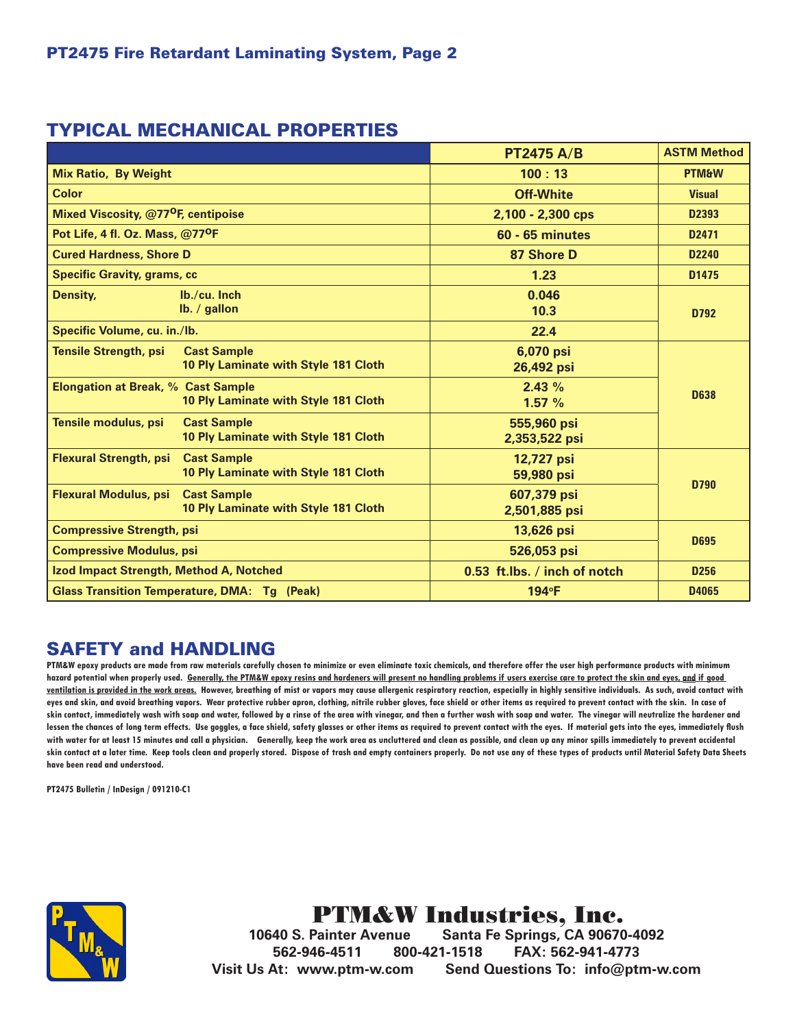## TYPICAL MECHANICAL PROPERTIES

| | | PT2475 A/B | ASTM Method |
|---|---|---|---|
| Mix Ratio, By Weight | | 100 : 13 | PTM&W |
| Color | | Off-White | Visual |
| Mixed Viscosity, @77$^{O}$F, centipoise | | 2,100 - 2,300 cps | D2393 |
| Pot Life, 4 fl. Oz. Mass, @77$^{O}$F | | 60 - 65 minutes | D2471 |
| Cured Hardness, Shore D | | 87 Shore D | D2240 |
| Specific Gravity, grams, cc | | 1.23 | D1475 |
| Density, | lb./cu. Inch | 0.046 | D792 |
| | lb. / gallon | 10.3 | |
| Specific Volume, cu. in./lb. | | 22.4 | |
| Tensile Strength, psi | Cast Sample | 6,070 psi | D638 |
| | 10 Ply Laminate with Style 181 Cloth | 26,492 psi | |
| Elongation at Break, % | Cast Sample | 2.43 % | |
| | 10 Ply Laminate with Style 181 Cloth | 1.57 % | |
| Tensile modulus, psi | Cast Sample | 555,960 psi | |
| | 10 Ply Laminate with Style 181 Cloth | 2,353,522 psi | |
| Flexural Strength, psi | Cast Sample | 12,727 psi | D790 |
| | 10 Ply Laminate with Style 181 Cloth | 59,980 psi | |
| Flexural Modulus, psi | Cast Sample | 607,379 psi | |
| | 10 Ply Laminate with Style 181 Cloth | 2,501,885 psi | |
| Compressive Strength, psi | | 13,626 psi | D695 |
| Compressive Modulus, psi | | 526,053 psi | |
| Izod Impact Strength, Method A, Notched | | 0.53 ft.lbs. / inch of notch | D256 |
| Glass Transition Temperature, DMA: Tg (Peak) | | 194°F | D4065 |

## SAFETY and HANDLING

PTM&W epoxy products are made from raw materials carefully chosen to minimize or even eliminate toxic chemicals, and therefore offer the user high performance products with minimum hazard potential when properly used. Generally, the PTM&W epoxy resins and hardeners will present no handling problems if users exercise care to protect the skin and eyes, and if good ventilation is provided in the work areas. However, breathing of mist or vapors may cause allergenic respiratory reaction, especially in highly sensitive individuals. As such, avoid contact with eyes and skin, and avoid breathing vapors. Wear protective rubber apron, clothing, nitrile rubber gloves, face shield or other items as required to prevent contact with the skin. In case of skin contact, immediately wash with soap and water, followed by a rinse of the area with vinegar, and then a further wash with soap and water. The vinegar will neutralize the hardener and lessen the chances of long term effects. Use goggles, a face shield, safety glasses or other items as required to prevent contact with the eyes. If material gets into the eyes, immediately flush with water for at least 15 minutes and call a physician. Generally, keep the work area as uncluttered and clean as possible, and clean up any minor spills immediately to prevent accidental skin contact at a later time. Keep tools clean and properly stored. Dispose of trash and empty containers properly. Do not use any of these types of products until Material Safety Data Sheets have been read and understood.

PT2475 Bulletin / InDesign / 091210-C1

**PTM&W Industries, Inc.**
10640 S. Painter Avenue Santa Fe Springs, CA 90670-4092
562-946-4511 800-421-1518 FAX: 562-941-4773
Visit Us At: www.ptm-w.com Send Questions To: info@ptm-w.com